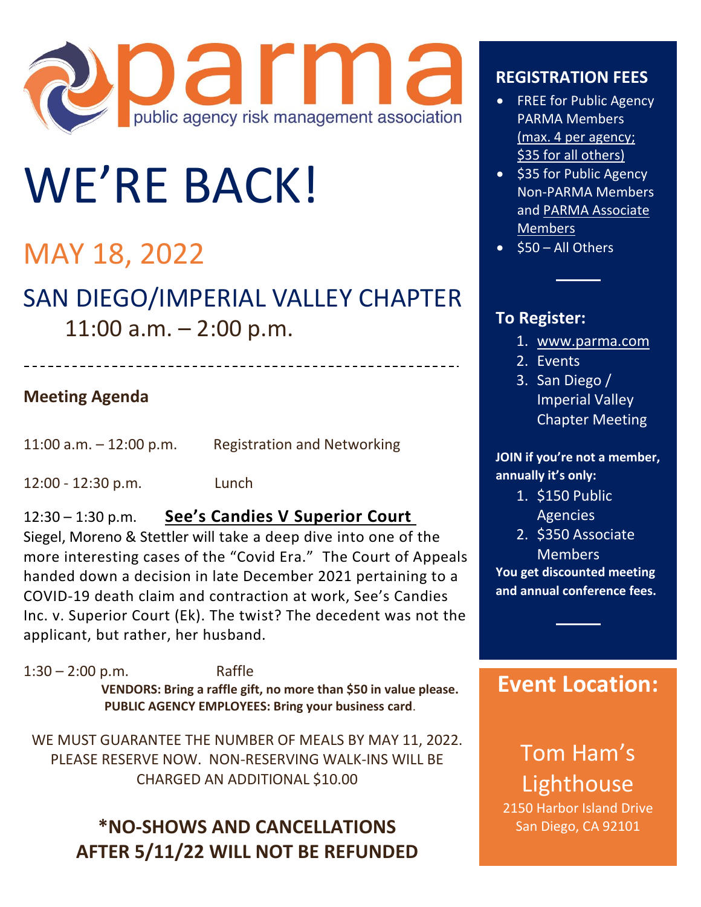# parma

public agency risk management association

# WE'RE BACK!

## MAY 18, 2022

## SAN DIEGO/IMPERIAL VALLEY CHAPTER

11:00 a.m. – 2:00 p.m.

---

### Meeting Agenda

11:00 a.m. – 12:00 p.m. Registration and Networking

12:00 - 12:30 p.m. Lunch

12:30 – 1:30 p.m. **See's Candies V Superior Court**

Siegel, Moreno & Stettler will take a deep dive into one of the more interesting cases of the "Covid Era." The Court of Appeals handed down a decision in late December 2021 pertaining to a COVID-19 death claim and contraction at work, See's Candies Inc. v. Superior Court (Ek). The twist? The decedent was not the applicant, but rather, her husband.

1:30 – 2:00 p.m. Raffle

**VENDORS: Bring a raffle gift, no more than $50 in value please.**

**PUBLIC AGENCY EMPLOYEES: Bring your business card**.

WE MUST GUARANTEE THE NUMBER OF MEALS BY MAY 11, 2022. PLEASE RESERVE NOW. NON-RESERVING WALK-INS WILL BE CHARGED AN ADDITIONAL $10.00

**\*NO-SHOWS AND CANCELLATIONS AFTER 5/11/22 WILL NOT BE REFUNDED**

### REGISTRATION FEES

- FREE for Public Agency PARMA Members (max. 4 per agency; $35 for all others)
- $35 for Public Agency Non-PARMA Members and PARMA Associate Members
- $50 – All Others

### To Register:

1. www.parma.com
2. Events
3. San Diego / Imperial Valley Chapter Meeting

**JOIN if you're not a member, annually it's only:**

1. $150 Public Agencies
2. $350 Associate Members

**You get discounted meeting and annual conference fees.**

## Event Location:

Tom Ham's Lighthouse

2150 Harbor Island Drive
San Diego, CA 92101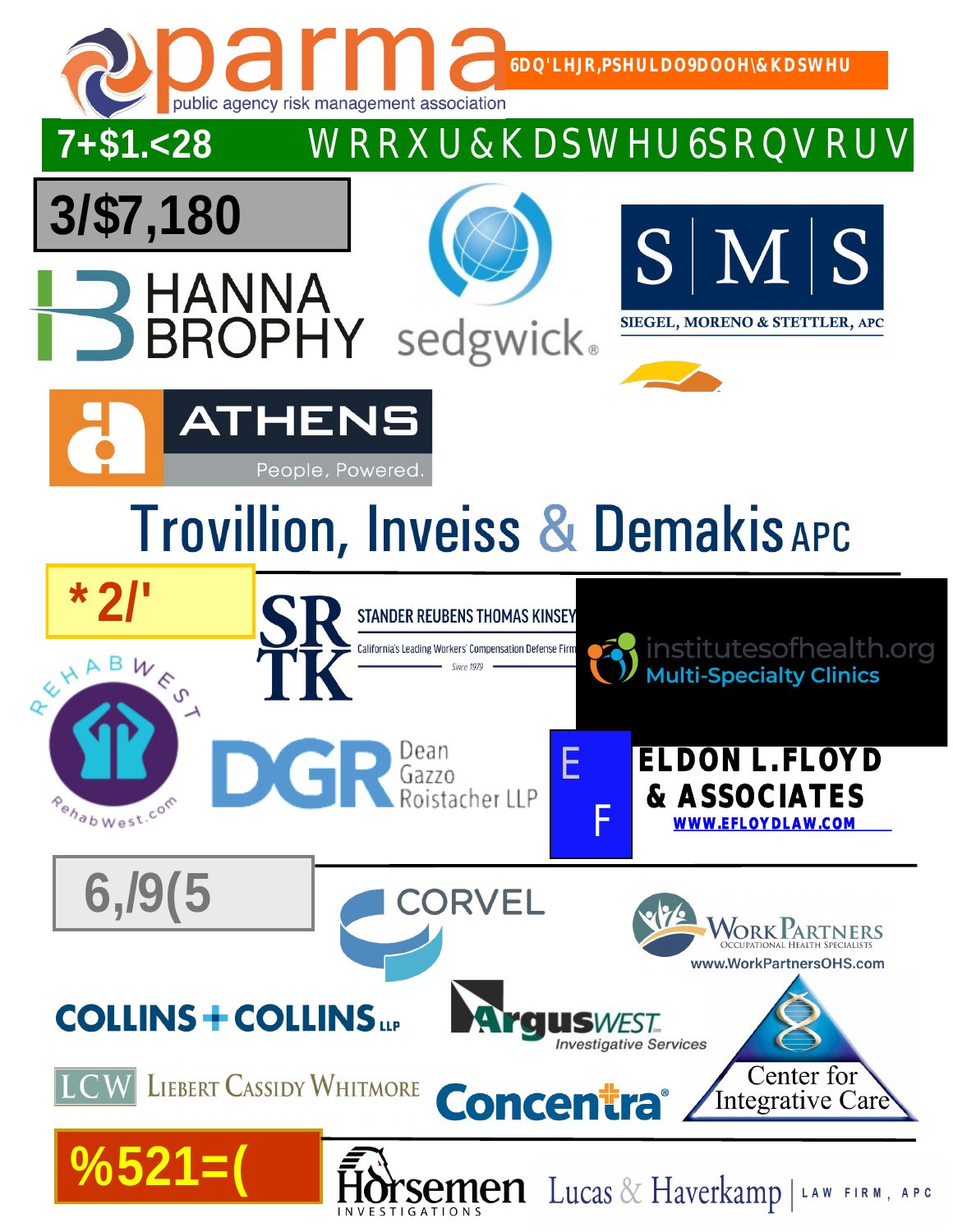parma
public agency risk management association

6DQ'LHJR,PSHULDO9DOOH\&KDSWHU

**7+$1.<28** WRRXU&KDSWHU6SRQVRUV

## 3/$7,180

HANNA BROPHY

sedgwick

SMS
SIEGEL, MORENO & STETTLER, APC

ATHENS
People, Powered.

Trovillion, Inveiss & Demakis APC

## *2/'

SRTK
STANDER REUBENS THOMAS KINSEY
California's Leading Workers' Compensation Defense Firm
Since 1979

institutesofhealth.org
Multi-Specialty Clinics

REHABWEST
RehabWest.com

DGR Dean Gazzo Roistacher LLP

EF
ELDON L.FLOYD & ASSOCIATES
WWW.EFLOYDLAW.COM

## 6,/9(5

CORVEL

WorkPartners
Occupational Health Specialists
www.WorkPartnersOHS.com

COLLINS + COLLINS LLP

ArgusWEST
Investigative Services

Center for Integrative Care

LCW Liebert Cassidy Whitmore

Concentra

## %521=(

Horsemen
INVESTIGATIONS

Lucas & Haverkamp | LAW FIRM, APC